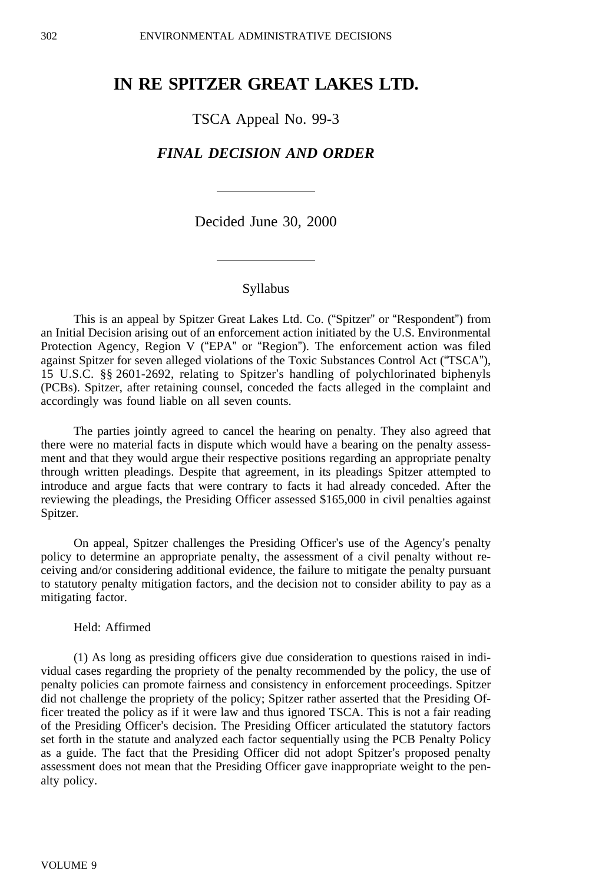# IN RE SPITZER GREAT LAKES LTD.

TSCA Appeal No. 99-3

## *FINAL DECISION AND ORDER*

Decided June 30, 2000

Syllabus

This is an appeal by Spitzer Great Lakes Ltd. Co. ("Spitzer" or "Respondent") from an Initial Decision arising out of an enforcement action initiated by the U.S. Environmental Protection Agency, Region V ("EPA" or "Region"). The enforcement action was filed against Spitzer for seven alleged violations of the Toxic Substances Control Act ("TSCA"), 15 U.S.C. §§ 2601-2692, relating to Spitzer's handling of polychlorinated biphenyls (PCBs). Spitzer, after retaining counsel, conceded the facts alleged in the complaint and accordingly was found liable on all seven counts.

The parties jointly agreed to cancel the hearing on penalty. They also agreed that there were no material facts in dispute which would have a bearing on the penalty assessment and that they would argue their respective positions regarding an appropriate penalty through written pleadings. Despite that agreement, in its pleadings Spitzer attempted to introduce and argue facts that were contrary to facts it had already conceded. After the reviewing the pleadings, the Presiding Officer assessed $165,000 in civil penalties against Spitzer.

On appeal, Spitzer challenges the Presiding Officer's use of the Agency's penalty policy to determine an appropriate penalty, the assessment of a civil penalty without receiving and/or considering additional evidence, the failure to mitigate the penalty pursuant to statutory penalty mitigation factors, and the decision not to consider ability to pay as a mitigating factor.

Held: Affirmed

(1) As long as presiding officers give due consideration to questions raised in individual cases regarding the propriety of the penalty recommended by the policy, the use of penalty policies can promote fairness and consistency in enforcement proceedings. Spitzer did not challenge the propriety of the policy; Spitzer rather asserted that the Presiding Officer treated the policy as if it were law and thus ignored TSCA. This is not a fair reading of the Presiding Officer's decision. The Presiding Officer articulated the statutory factors set forth in the statute and analyzed each factor sequentially using the PCB Penalty Policy as a guide. The fact that the Presiding Officer did not adopt Spitzer's proposed penalty assessment does not mean that the Presiding Officer gave inappropriate weight to the penalty policy.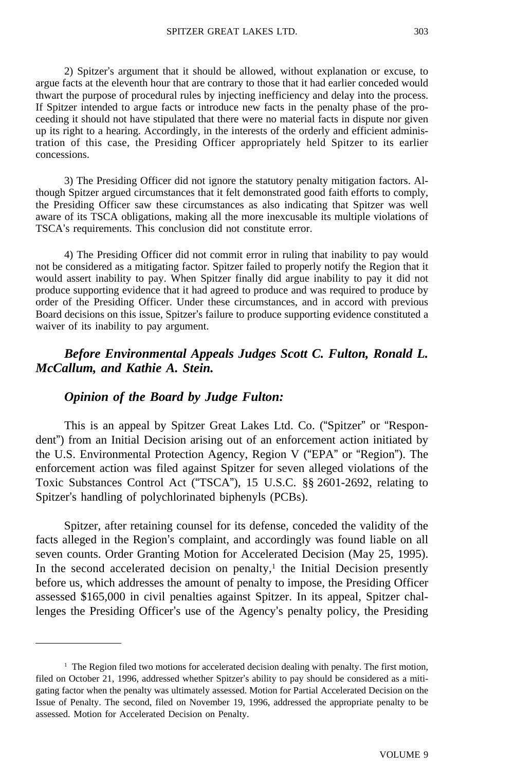2) Spitzer's argument that it should be allowed, without explanation or excuse, to argue facts at the eleventh hour that are contrary to those that it had earlier conceded would thwart the purpose of procedural rules by injecting inefficiency and delay into the process. If Spitzer intended to argue facts or introduce new facts in the penalty phase of the proceeding it should not have stipulated that there were no material facts in dispute nor given up its right to a hearing. Accordingly, in the interests of the orderly and efficient administration of this case, the Presiding Officer appropriately held Spitzer to its earlier concessions.

3) The Presiding Officer did not ignore the statutory penalty mitigation factors. Although Spitzer argued circumstances that it felt demonstrated good faith efforts to comply, the Presiding Officer saw these circumstances as also indicating that Spitzer was well aware of its TSCA obligations, making all the more inexcusable its multiple violations of TSCA's requirements. This conclusion did not constitute error.

4) The Presiding Officer did not commit error in ruling that inability to pay would not be considered as a mitigating factor. Spitzer failed to properly notify the Region that it would assert inability to pay. When Spitzer finally did argue inability to pay it did not produce supporting evidence that it had agreed to produce and was required to produce by order of the Presiding Officer. Under these circumstances, and in accord with previous Board decisions on this issue, Spitzer's failure to produce supporting evidence constituted a waiver of its inability to pay argument.

***Before Environmental Appeals Judges Scott C. Fulton, Ronald L. McCallum, and Kathie A. Stein.***

***Opinion of the Board by Judge Fulton:***

This is an appeal by Spitzer Great Lakes Ltd. Co. ("Spitzer" or "Respondent") from an Initial Decision arising out of an enforcement action initiated by the U.S. Environmental Protection Agency, Region V ("EPA" or "Region"). The enforcement action was filed against Spitzer for seven alleged violations of the Toxic Substances Control Act ("TSCA"), 15 U.S.C. §§ 2601-2692, relating to Spitzer's handling of polychlorinated biphenyls (PCBs).

Spitzer, after retaining counsel for its defense, conceded the validity of the facts alleged in the Region's complaint, and accordingly was found liable on all seven counts. Order Granting Motion for Accelerated Decision (May 25, 1995). In the second accelerated decision on penalty,[1] the Initial Decision presently before us, which addresses the amount of penalty to impose, the Presiding Officer assessed $165,000 in civil penalties against Spitzer. In its appeal, Spitzer challenges the Presiding Officer's use of the Agency's penalty policy, the Presiding

---

[1] The Region filed two motions for accelerated decision dealing with penalty. The first motion, filed on October 21, 1996, addressed whether Spitzer's ability to pay should be considered as a mitigating factor when the penalty was ultimately assessed. Motion for Partial Accelerated Decision on the Issue of Penalty. The second, filed on November 19, 1996, addressed the appropriate penalty to be assessed. Motion for Accelerated Decision on Penalty.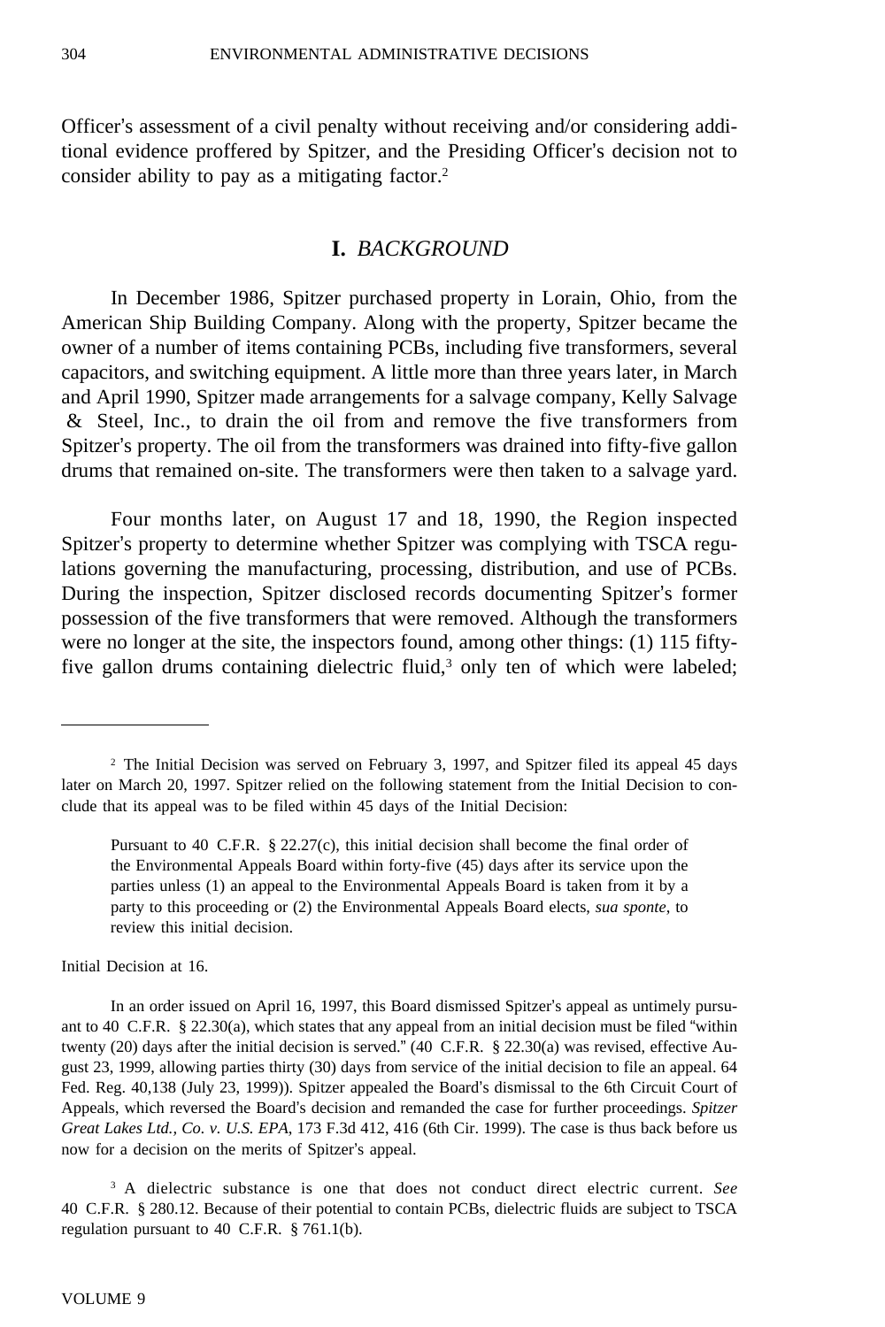Officer's assessment of a civil penalty without receiving and/or considering additional evidence proffered by Spitzer, and the Presiding Officer's decision not to consider ability to pay as a mitigating factor.[2]

## I. *BACKGROUND*

In December 1986, Spitzer purchased property in Lorain, Ohio, from the American Ship Building Company. Along with the property, Spitzer became the owner of a number of items containing PCBs, including five transformers, several capacitors, and switching equipment. A little more than three years later, in March and April 1990, Spitzer made arrangements for a salvage company, Kelly Salvage & Steel, Inc., to drain the oil from and remove the five transformers from Spitzer's property. The oil from the transformers was drained into fifty-five gallon drums that remained on-site. The transformers were then taken to a salvage yard.

Four months later, on August 17 and 18, 1990, the Region inspected Spitzer's property to determine whether Spitzer was complying with TSCA regulations governing the manufacturing, processing, distribution, and use of PCBs. During the inspection, Spitzer disclosed records documenting Spitzer's former possession of the five transformers that were removed. Although the transformers were no longer at the site, the inspectors found, among other things: (1) 115 fifty-five gallon drums containing dielectric fluid,[3] only ten of which were labeled;

---

[2] The Initial Decision was served on February 3, 1997, and Spitzer filed its appeal 45 days later on March 20, 1997. Spitzer relied on the following statement from the Initial Decision to conclude that its appeal was to be filed within 45 days of the Initial Decision:

> Pursuant to 40 C.F.R. § 22.27(c), this initial decision shall become the final order of the Environmental Appeals Board within forty-five (45) days after its service upon the parties unless (1) an appeal to the Environmental Appeals Board is taken from it by a party to this proceeding or (2) the Environmental Appeals Board elects, *sua sponte*, to review this initial decision.

Initial Decision at 16.

In an order issued on April 16, 1997, this Board dismissed Spitzer's appeal as untimely pursuant to 40 C.F.R. § 22.30(a), which states that any appeal from an initial decision must be filed "within twenty (20) days after the initial decision is served." (40 C.F.R. § 22.30(a) was revised, effective August 23, 1999, allowing parties thirty (30) days from service of the initial decision to file an appeal. 64 Fed. Reg. 40,138 (July 23, 1999)). Spitzer appealed the Board's dismissal to the 6th Circuit Court of Appeals, which reversed the Board's decision and remanded the case for further proceedings. *Spitzer Great Lakes Ltd., Co. v. U.S. EPA*, 173 F.3d 412, 416 (6th Cir. 1999). The case is thus back before us now for a decision on the merits of Spitzer's appeal.

[3] A dielectric substance is one that does not conduct direct electric current. *See* 40 C.F.R. § 280.12. Because of their potential to contain PCBs, dielectric fluids are subject to TSCA regulation pursuant to 40 C.F.R. § 761.1(b).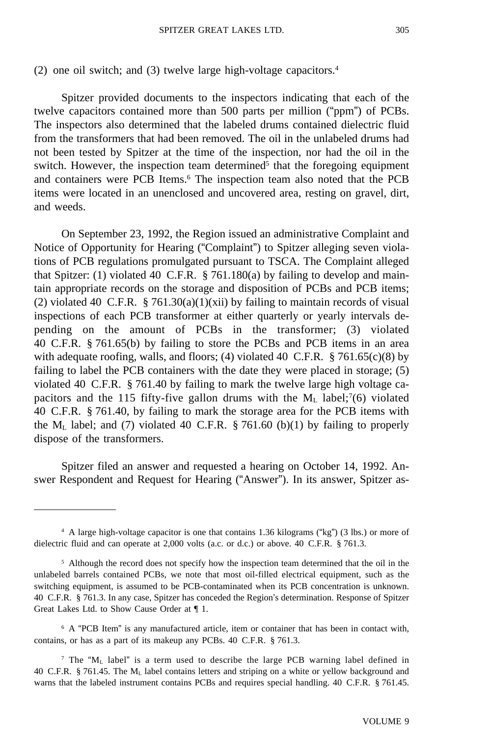(2) one oil switch; and (3) twelve large high-voltage capacitors.[4]

Spitzer provided documents to the inspectors indicating that each of the twelve capacitors contained more than 500 parts per million ("ppm") of PCBs. The inspectors also determined that the labeled drums contained dielectric fluid from the transformers that had been removed. The oil in the unlabeled drums had not been tested by Spitzer at the time of the inspection, nor had the oil in the switch. However, the inspection team determined[5] that the foregoing equipment and containers were PCB Items.[6] The inspection team also noted that the PCB items were located in an unenclosed and uncovered area, resting on gravel, dirt, and weeds.

On September 23, 1992, the Region issued an administrative Complaint and Notice of Opportunity for Hearing ("Complaint") to Spitzer alleging seven violations of PCB regulations promulgated pursuant to TSCA. The Complaint alleged that Spitzer: (1) violated 40 C.F.R. § 761.180(a) by failing to develop and maintain appropriate records on the storage and disposition of PCBs and PCB items; (2) violated 40 C.F.R. § 761.30(a)(1)(xii) by failing to maintain records of visual inspections of each PCB transformer at either quarterly or yearly intervals depending on the amount of PCBs in the transformer; (3) violated 40 C.F.R. § 761.65(b) by failing to store the PCBs and PCB items in an area with adequate roofing, walls, and floors; (4) violated 40 C.F.R. § 761.65(c)(8) by failing to label the PCB containers with the date they were placed in storage; (5) violated 40 C.F.R. § 761.40 by failing to mark the twelve large high voltage capacitors and the 115 fifty-five gallon drums with the $M_L$ label;[7] (6) violated 40 C.F.R. § 761.40, by failing to mark the storage area for the PCB items with the $M_L$ label; and (7) violated 40 C.F.R. § 761.60 (b)(1) by failing to properly dispose of the transformers.

Spitzer filed an answer and requested a hearing on October 14, 1992. Answer Respondent and Request for Hearing ("Answer"). In its answer, Spitzer as-

---

[4] A large high-voltage capacitor is one that contains 1.36 kilograms ("kg") (3 lbs.) or more of dielectric fluid and can operate at 2,000 volts (a.c. or d.c.) or above. 40 C.F.R. § 761.3.

[5] Although the record does not specify how the inspection team determined that the oil in the unlabeled barrels contained PCBs, we note that most oil-filled electrical equipment, such as the switching equipment, is assumed to be PCB-contaminated when its PCB concentration is unknown. 40 C.F.R. § 761.3. In any case, Spitzer has conceded the Region's determination. Response of Spitzer Great Lakes Ltd. to Show Cause Order at ¶ 1.

[6] A "PCB Item" is any manufactured article, item or container that has been in contact with, contains, or has as a part of its makeup any PCBs. 40 C.F.R. § 761.3.

[7] The "$M_L$ label" is a term used to describe the large PCB warning label defined in 40 C.F.R. § 761.45. The $M_L$ label contains letters and striping on a white or yellow background and warns that the labeled instrument contains PCBs and requires special handling. 40 C.F.R. § 761.45.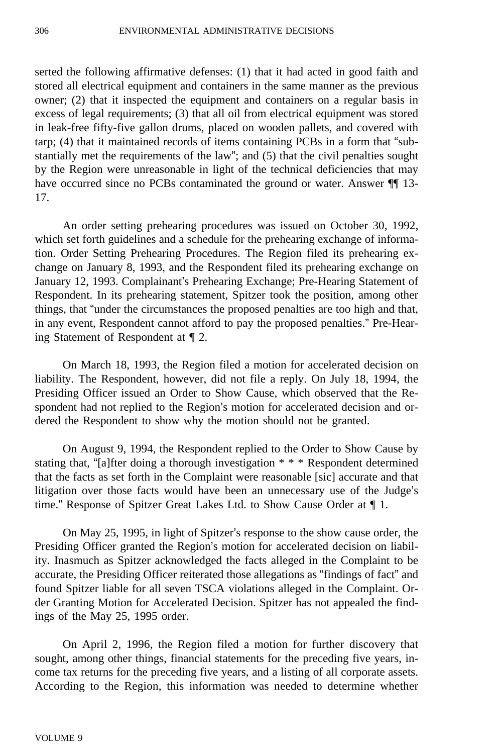serted the following affirmative defenses: (1) that it had acted in good faith and stored all electrical equipment and containers in the same manner as the previous owner; (2) that it inspected the equipment and containers on a regular basis in excess of legal requirements; (3) that all oil from electrical equipment was stored in leak-free fifty-five gallon drums, placed on wooden pallets, and covered with tarp; (4) that it maintained records of items containing PCBs in a form that "substantially met the requirements of the law"; and (5) that the civil penalties sought by the Region were unreasonable in light of the technical deficiencies that may have occurred since no PCBs contaminated the ground or water. Answer ¶¶ 13-17.

An order setting prehearing procedures was issued on October 30, 1992, which set forth guidelines and a schedule for the prehearing exchange of information. Order Setting Prehearing Procedures. The Region filed its prehearing exchange on January 8, 1993, and the Respondent filed its prehearing exchange on January 12, 1993. Complainant's Prehearing Exchange; Pre-Hearing Statement of Respondent. In its prehearing statement, Spitzer took the position, among other things, that "under the circumstances the proposed penalties are too high and that, in any event, Respondent cannot afford to pay the proposed penalties." Pre-Hearing Statement of Respondent at ¶ 2.

On March 18, 1993, the Region filed a motion for accelerated decision on liability. The Respondent, however, did not file a reply. On July 18, 1994, the Presiding Officer issued an Order to Show Cause, which observed that the Respondent had not replied to the Region's motion for accelerated decision and ordered the Respondent to show why the motion should not be granted.

On August 9, 1994, the Respondent replied to the Order to Show Cause by stating that, "[a]fter doing a thorough investigation * * * Respondent determined that the facts as set forth in the Complaint were reasonable [sic] accurate and that litigation over those facts would have been an unnecessary use of the Judge's time." Response of Spitzer Great Lakes Ltd. to Show Cause Order at ¶ 1.

On May 25, 1995, in light of Spitzer's response to the show cause order, the Presiding Officer granted the Region's motion for accelerated decision on liability. Inasmuch as Spitzer acknowledged the facts alleged in the Complaint to be accurate, the Presiding Officer reiterated those allegations as "findings of fact" and found Spitzer liable for all seven TSCA violations alleged in the Complaint. Order Granting Motion for Accelerated Decision. Spitzer has not appealed the findings of the May 25, 1995 order.

On April 2, 1996, the Region filed a motion for further discovery that sought, among other things, financial statements for the preceding five years, income tax returns for the preceding five years, and a listing of all corporate assets. According to the Region, this information was needed to determine whether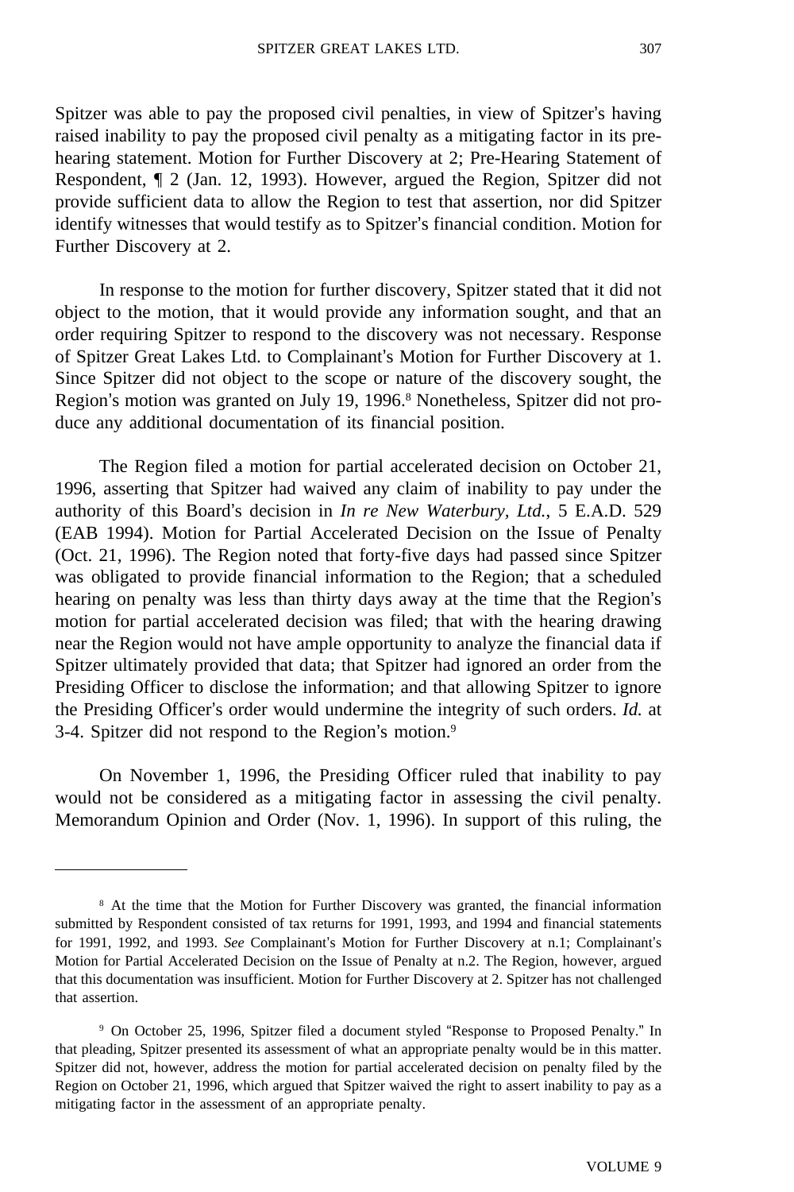Spitzer was able to pay the proposed civil penalties, in view of Spitzer's having raised inability to pay the proposed civil penalty as a mitigating factor in its pre-hearing statement. Motion for Further Discovery at 2; Pre-Hearing Statement of Respondent, ¶ 2 (Jan. 12, 1993). However, argued the Region, Spitzer did not provide sufficient data to allow the Region to test that assertion, nor did Spitzer identify witnesses that would testify as to Spitzer's financial condition. Motion for Further Discovery at 2.

In response to the motion for further discovery, Spitzer stated that it did not object to the motion, that it would provide any information sought, and that an order requiring Spitzer to respond to the discovery was not necessary. Response of Spitzer Great Lakes Ltd. to Complainant's Motion for Further Discovery at 1. Since Spitzer did not object to the scope or nature of the discovery sought, the Region's motion was granted on July 19, 1996.[8] Nonetheless, Spitzer did not produce any additional documentation of its financial position.

The Region filed a motion for partial accelerated decision on October 21, 1996, asserting that Spitzer had waived any claim of inability to pay under the authority of this Board's decision in *In re New Waterbury, Ltd.*, 5 E.A.D. 529 (EAB 1994). Motion for Partial Accelerated Decision on the Issue of Penalty (Oct. 21, 1996). The Region noted that forty-five days had passed since Spitzer was obligated to provide financial information to the Region; that a scheduled hearing on penalty was less than thirty days away at the time that the Region's motion for partial accelerated decision was filed; that with the hearing drawing near the Region would not have ample opportunity to analyze the financial data if Spitzer ultimately provided that data; that Spitzer had ignored an order from the Presiding Officer to disclose the information; and that allowing Spitzer to ignore the Presiding Officer's order would undermine the integrity of such orders. *Id.* at 3-4. Spitzer did not respond to the Region's motion.[9]

On November 1, 1996, the Presiding Officer ruled that inability to pay would not be considered as a mitigating factor in assessing the civil penalty. Memorandum Opinion and Order (Nov. 1, 1996). In support of this ruling, the

---

[8] At the time that the Motion for Further Discovery was granted, the financial information submitted by Respondent consisted of tax returns for 1991, 1993, and 1994 and financial statements for 1991, 1992, and 1993. *See* Complainant's Motion for Further Discovery at n.1; Complainant's Motion for Partial Accelerated Decision on the Issue of Penalty at n.2. The Region, however, argued that this documentation was insufficient. Motion for Further Discovery at 2. Spitzer has not challenged that assertion.

[9] On October 25, 1996, Spitzer filed a document styled "Response to Proposed Penalty." In that pleading, Spitzer presented its assessment of what an appropriate penalty would be in this matter. Spitzer did not, however, address the motion for partial accelerated decision on penalty filed by the Region on October 21, 1996, which argued that Spitzer waived the right to assert inability to pay as a mitigating factor in the assessment of an appropriate penalty.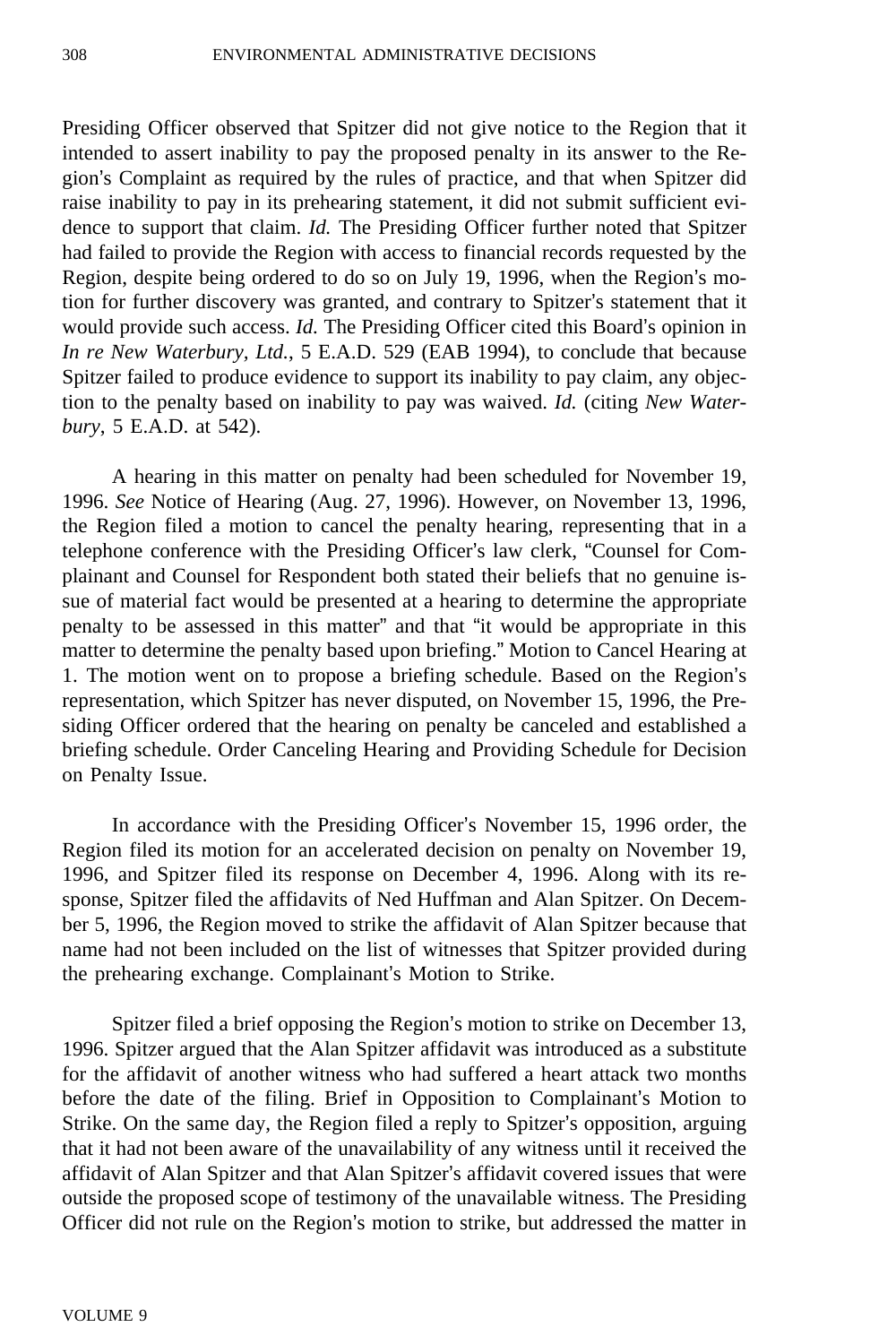Presiding Officer observed that Spitzer did not give notice to the Region that it intended to assert inability to pay the proposed penalty in its answer to the Region's Complaint as required by the rules of practice, and that when Spitzer did raise inability to pay in its prehearing statement, it did not submit sufficient evidence to support that claim. *Id.* The Presiding Officer further noted that Spitzer had failed to provide the Region with access to financial records requested by the Region, despite being ordered to do so on July 19, 1996, when the Region's motion for further discovery was granted, and contrary to Spitzer's statement that it would provide such access. *Id.* The Presiding Officer cited this Board's opinion in *In re New Waterbury, Ltd.*, 5 E.A.D. 529 (EAB 1994), to conclude that because Spitzer failed to produce evidence to support its inability to pay claim, any objection to the penalty based on inability to pay was waived. *Id.* (citing *New Waterbury*, 5 E.A.D. at 542).

A hearing in this matter on penalty had been scheduled for November 19, 1996. *See* Notice of Hearing (Aug. 27, 1996). However, on November 13, 1996, the Region filed a motion to cancel the penalty hearing, representing that in a telephone conference with the Presiding Officer's law clerk, "Counsel for Complainant and Counsel for Respondent both stated their beliefs that no genuine issue of material fact would be presented at a hearing to determine the appropriate penalty to be assessed in this matter" and that "it would be appropriate in this matter to determine the penalty based upon briefing." Motion to Cancel Hearing at 1. The motion went on to propose a briefing schedule. Based on the Region's representation, which Spitzer has never disputed, on November 15, 1996, the Presiding Officer ordered that the hearing on penalty be canceled and established a briefing schedule. Order Canceling Hearing and Providing Schedule for Decision on Penalty Issue.

In accordance with the Presiding Officer's November 15, 1996 order, the Region filed its motion for an accelerated decision on penalty on November 19, 1996, and Spitzer filed its response on December 4, 1996. Along with its response, Spitzer filed the affidavits of Ned Huffman and Alan Spitzer. On December 5, 1996, the Region moved to strike the affidavit of Alan Spitzer because that name had not been included on the list of witnesses that Spitzer provided during the prehearing exchange. Complainant's Motion to Strike.

Spitzer filed a brief opposing the Region's motion to strike on December 13, 1996. Spitzer argued that the Alan Spitzer affidavit was introduced as a substitute for the affidavit of another witness who had suffered a heart attack two months before the date of the filing. Brief in Opposition to Complainant's Motion to Strike. On the same day, the Region filed a reply to Spitzer's opposition, arguing that it had not been aware of the unavailability of any witness until it received the affidavit of Alan Spitzer and that Alan Spitzer's affidavit covered issues that were outside the proposed scope of testimony of the unavailable witness. The Presiding Officer did not rule on the Region's motion to strike, but addressed the matter in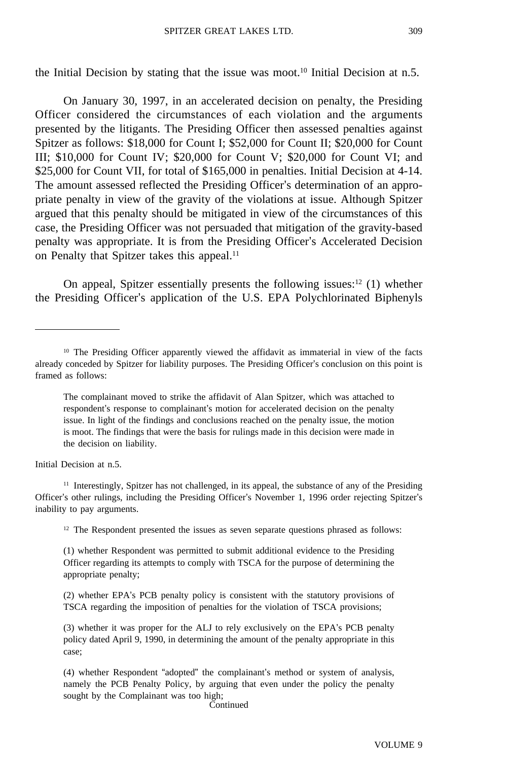the Initial Decision by stating that the issue was moot.[10] Initial Decision at n.5.

On January 30, 1997, in an accelerated decision on penalty, the Presiding Officer considered the circumstances of each violation and the arguments presented by the litigants. The Presiding Officer then assessed penalties against Spitzer as follows: $18,000 for Count I; $52,000 for Count II; $20,000 for Count III; $10,000 for Count IV; $20,000 for Count V; $20,000 for Count VI; and $25,000 for Count VII, for total of $165,000 in penalties. Initial Decision at 4-14. The amount assessed reflected the Presiding Officer's determination of an appropriate penalty in view of the gravity of the violations at issue. Although Spitzer argued that this penalty should be mitigated in view of the circumstances of this case, the Presiding Officer was not persuaded that mitigation of the gravity-based penalty was appropriate. It is from the Presiding Officer's Accelerated Decision on Penalty that Spitzer takes this appeal.[11]

On appeal, Spitzer essentially presents the following issues:[12] (1) whether the Presiding Officer's application of the U.S. EPA Polychlorinated Biphenyls

---

[10] The Presiding Officer apparently viewed the affidavit as immaterial in view of the facts already conceded by Spitzer for liability purposes. The Presiding Officer's conclusion on this point is framed as follows:

> The complainant moved to strike the affidavit of Alan Spitzer, which was attached to respondent's response to complainant's motion for accelerated decision on the penalty issue. In light of the findings and conclusions reached on the penalty issue, the motion is moot. The findings that were the basis for rulings made in this decision were made in the decision on liability.

Initial Decision at n.5.

[11] Interestingly, Spitzer has not challenged, in its appeal, the substance of any of the Presiding Officer's other rulings, including the Presiding Officer's November 1, 1996 order rejecting Spitzer's inability to pay arguments.

[12] The Respondent presented the issues as seven separate questions phrased as follows:

> (1) whether Respondent was permitted to submit additional evidence to the Presiding Officer regarding its attempts to comply with TSCA for the purpose of determining the appropriate penalty;
>
> (2) whether EPA's PCB penalty policy is consistent with the statutory provisions of TSCA regarding the imposition of penalties for the violation of TSCA provisions;
>
> (3) whether it was proper for the ALJ to rely exclusively on the EPA's PCB penalty policy dated April 9, 1990, in determining the amount of the penalty appropriate in this case;
>
> (4) whether Respondent "adopted" the complainant's method or system of analysis, namely the PCB Penalty Policy, by arguing that even under the policy the penalty sought by the Complainant was too high;

Continued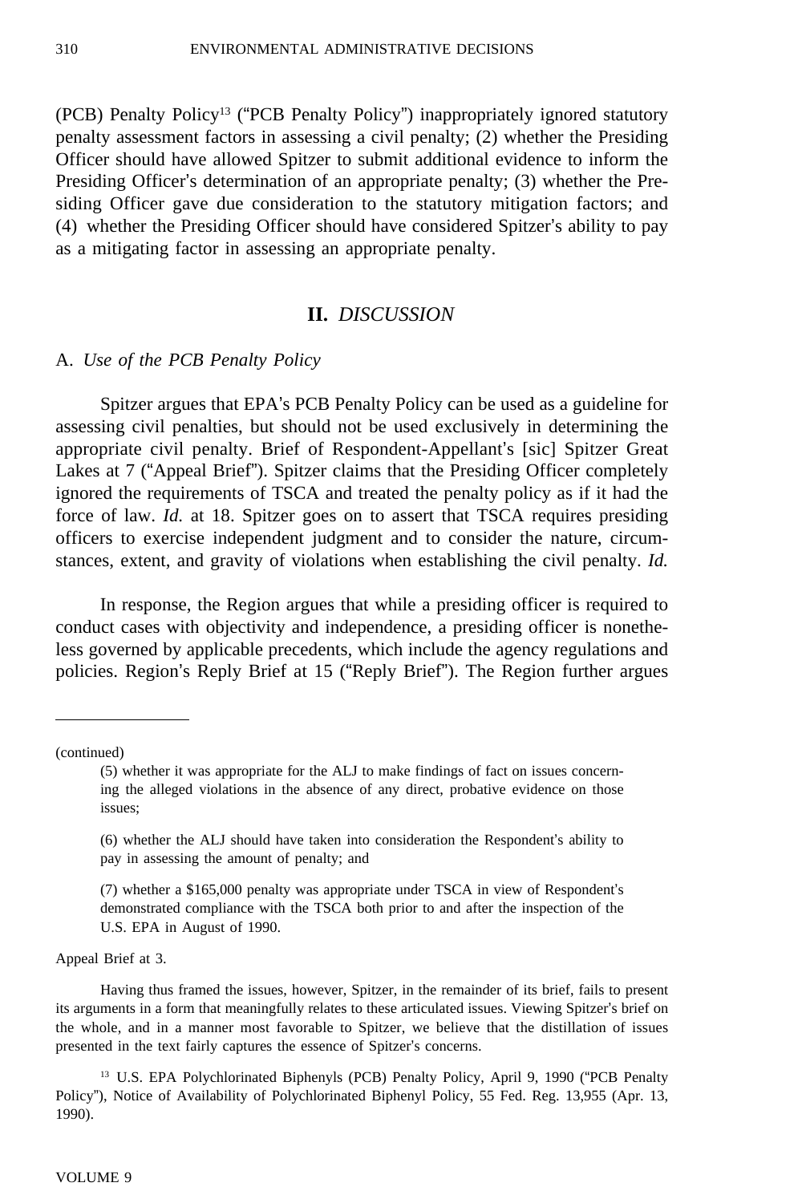(PCB) Penalty Policy[13] ("PCB Penalty Policy") inappropriately ignored statutory penalty assessment factors in assessing a civil penalty; (2) whether the Presiding Officer should have allowed Spitzer to submit additional evidence to inform the Presiding Officer's determination of an appropriate penalty; (3) whether the Presiding Officer gave due consideration to the statutory mitigation factors; and (4) whether the Presiding Officer should have considered Spitzer's ability to pay as a mitigating factor in assessing an appropriate penalty.

## II. *DISCUSSION*

### A. *Use of the PCB Penalty Policy*

Spitzer argues that EPA's PCB Penalty Policy can be used as a guideline for assessing civil penalties, but should not be used exclusively in determining the appropriate civil penalty. Brief of Respondent-Appellant's [sic] Spitzer Great Lakes at 7 ("Appeal Brief"). Spitzer claims that the Presiding Officer completely ignored the requirements of TSCA and treated the penalty policy as if it had the force of law. *Id.* at 18. Spitzer goes on to assert that TSCA requires presiding officers to exercise independent judgment and to consider the nature, circumstances, extent, and gravity of violations when establishing the civil penalty. *Id.*

In response, the Region argues that while a presiding officer is required to conduct cases with objectivity and independence, a presiding officer is nonetheless governed by applicable precedents, which include the agency regulations and policies. Region's Reply Brief at 15 ("Reply Brief"). The Region further argues

---

(continued)

> (5) whether it was appropriate for the ALJ to make findings of fact on issues concerning the alleged violations in the absence of any direct, probative evidence on those issues;
>
> (6) whether the ALJ should have taken into consideration the Respondent's ability to pay in assessing the amount of penalty; and
>
> (7) whether a $165,000 penalty was appropriate under TSCA in view of Respondent's demonstrated compliance with the TSCA both prior to and after the inspection of the U.S. EPA in August of 1990.

Appeal Brief at 3.

Having thus framed the issues, however, Spitzer, in the remainder of its brief, fails to present its arguments in a form that meaningfully relates to these articulated issues. Viewing Spitzer's brief on the whole, and in a manner most favorable to Spitzer, we believe that the distillation of issues presented in the text fairly captures the essence of Spitzer's concerns.

[13] U.S. EPA Polychlorinated Biphenyls (PCB) Penalty Policy, April 9, 1990 ("PCB Penalty Policy"), Notice of Availability of Polychlorinated Biphenyl Policy, 55 Fed. Reg. 13,955 (Apr. 13, 1990).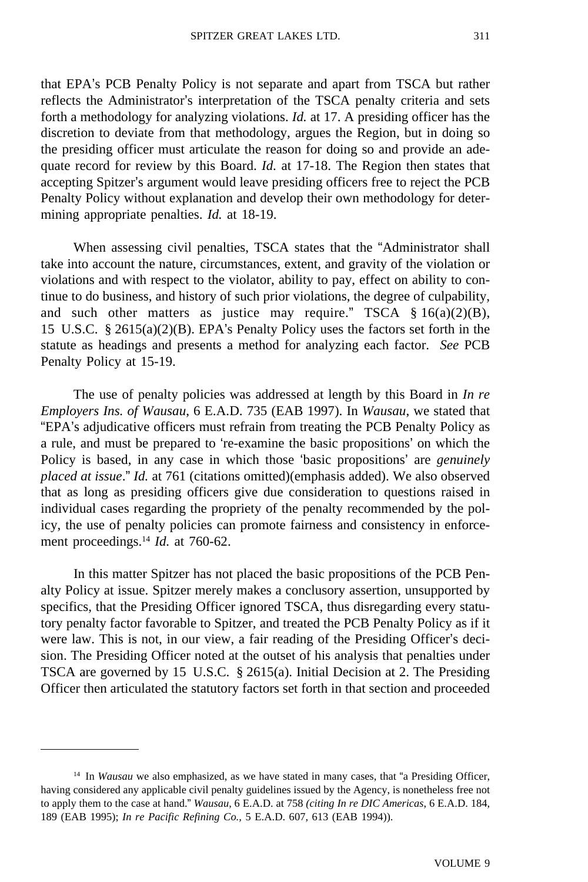that EPA's PCB Penalty Policy is not separate and apart from TSCA but rather reflects the Administrator's interpretation of the TSCA penalty criteria and sets forth a methodology for analyzing violations. *Id.* at 17. A presiding officer has the discretion to deviate from that methodology, argues the Region, but in doing so the presiding officer must articulate the reason for doing so and provide an adequate record for review by this Board. *Id.* at 17-18. The Region then states that accepting Spitzer's argument would leave presiding officers free to reject the PCB Penalty Policy without explanation and develop their own methodology for determining appropriate penalties. *Id.* at 18-19.

When assessing civil penalties, TSCA states that the "Administrator shall take into account the nature, circumstances, extent, and gravity of the violation or violations and with respect to the violator, ability to pay, effect on ability to continue to do business, and history of such prior violations, the degree of culpability, and such other matters as justice may require." TSCA § 16(a)(2)(B), 15 U.S.C. § 2615(a)(2)(B). EPA's Penalty Policy uses the factors set forth in the statute as headings and presents a method for analyzing each factor. *See* PCB Penalty Policy at 15-19.

The use of penalty policies was addressed at length by this Board in *In re Employers Ins. of Wausau*, 6 E.A.D. 735 (EAB 1997). In *Wausau*, we stated that "EPA's adjudicative officers must refrain from treating the PCB Penalty Policy as a rule, and must be prepared to 're-examine the basic propositions' on which the Policy is based, in any case in which those 'basic propositions' are *genuinely placed at issue*." *Id.* at 761 (citations omitted)(emphasis added). We also observed that as long as presiding officers give due consideration to questions raised in individual cases regarding the propriety of the penalty recommended by the policy, the use of penalty policies can promote fairness and consistency in enforcement proceedings.[14] *Id.* at 760-62.

In this matter Spitzer has not placed the basic propositions of the PCB Penalty Policy at issue. Spitzer merely makes a conclusory assertion, unsupported by specifics, that the Presiding Officer ignored TSCA, thus disregarding every statutory penalty factor favorable to Spitzer, and treated the PCB Penalty Policy as if it were law. This is not, in our view, a fair reading of the Presiding Officer's decision. The Presiding Officer noted at the outset of his analysis that penalties under TSCA are governed by 15 U.S.C. § 2615(a). Initial Decision at 2. The Presiding Officer then articulated the statutory factors set forth in that section and proceeded

---

[14] In *Wausau* we also emphasized, as we have stated in many cases, that "a Presiding Officer, having considered any applicable civil penalty guidelines issued by the Agency, is nonetheless free not to apply them to the case at hand." *Wausau*, 6 E.A.D. at 758 *(citing In re DIC Americas,* 6 E.A.D. 184, 189 (EAB 1995); *In re Pacific Refining Co.,* 5 E.A.D. 607, 613 (EAB 1994)).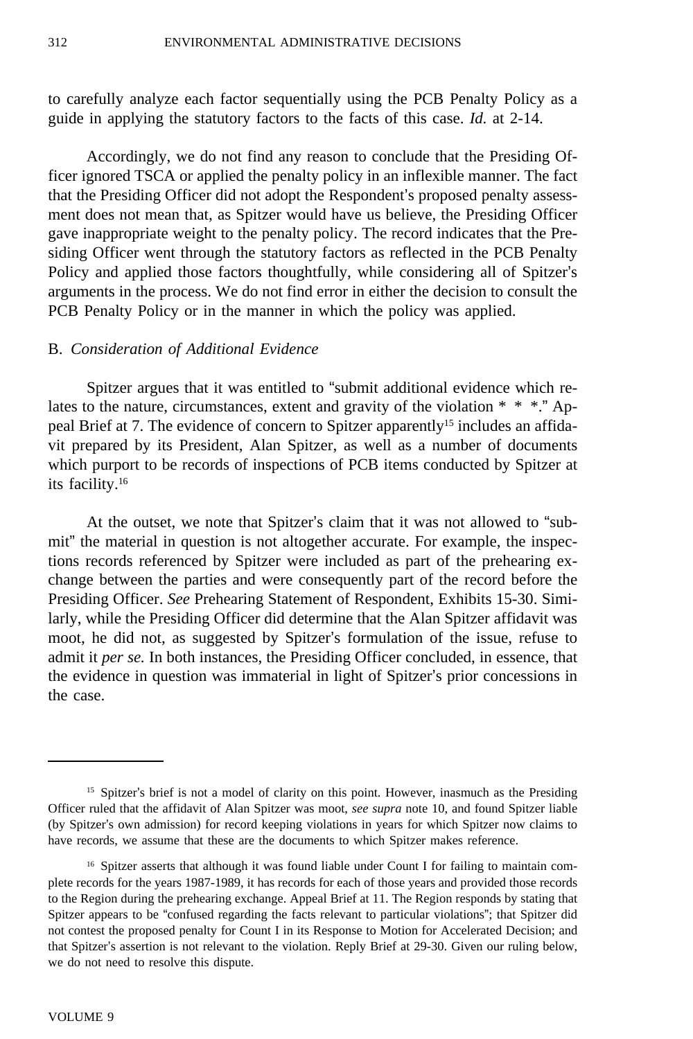to carefully analyze each factor sequentially using the PCB Penalty Policy as a guide in applying the statutory factors to the facts of this case. *Id.* at 2-14.

Accordingly, we do not find any reason to conclude that the Presiding Officer ignored TSCA or applied the penalty policy in an inflexible manner. The fact that the Presiding Officer did not adopt the Respondent's proposed penalty assessment does not mean that, as Spitzer would have us believe, the Presiding Officer gave inappropriate weight to the penalty policy. The record indicates that the Presiding Officer went through the statutory factors as reflected in the PCB Penalty Policy and applied those factors thoughtfully, while considering all of Spitzer's arguments in the process. We do not find error in either the decision to consult the PCB Penalty Policy or in the manner in which the policy was applied.

B. *Consideration of Additional Evidence*

Spitzer argues that it was entitled to "submit additional evidence which relates to the nature, circumstances, extent and gravity of the violation * * *." Appeal Brief at 7. The evidence of concern to Spitzer apparently[15] includes an affidavit prepared by its President, Alan Spitzer, as well as a number of documents which purport to be records of inspections of PCB items conducted by Spitzer at its facility.[16]

At the outset, we note that Spitzer's claim that it was not allowed to "submit" the material in question is not altogether accurate. For example, the inspections records referenced by Spitzer were included as part of the prehearing exchange between the parties and were consequently part of the record before the Presiding Officer. *See* Prehearing Statement of Respondent, Exhibits 15-30. Similarly, while the Presiding Officer did determine that the Alan Spitzer affidavit was moot, he did not, as suggested by Spitzer's formulation of the issue, refuse to admit it *per se.* In both instances, the Presiding Officer concluded, in essence, that the evidence in question was immaterial in light of Spitzer's prior concessions in the case.

---

[15] Spitzer's brief is not a model of clarity on this point. However, inasmuch as the Presiding Officer ruled that the affidavit of Alan Spitzer was moot, *see supra* note 10, and found Spitzer liable (by Spitzer's own admission) for record keeping violations in years for which Spitzer now claims to have records, we assume that these are the documents to which Spitzer makes reference.

[16] Spitzer asserts that although it was found liable under Count I for failing to maintain complete records for the years 1987-1989, it has records for each of those years and provided those records to the Region during the prehearing exchange. Appeal Brief at 11. The Region responds by stating that Spitzer appears to be "confused regarding the facts relevant to particular violations"; that Spitzer did not contest the proposed penalty for Count I in its Response to Motion for Accelerated Decision; and that Spitzer's assertion is not relevant to the violation. Reply Brief at 29-30. Given our ruling below, we do not need to resolve this dispute.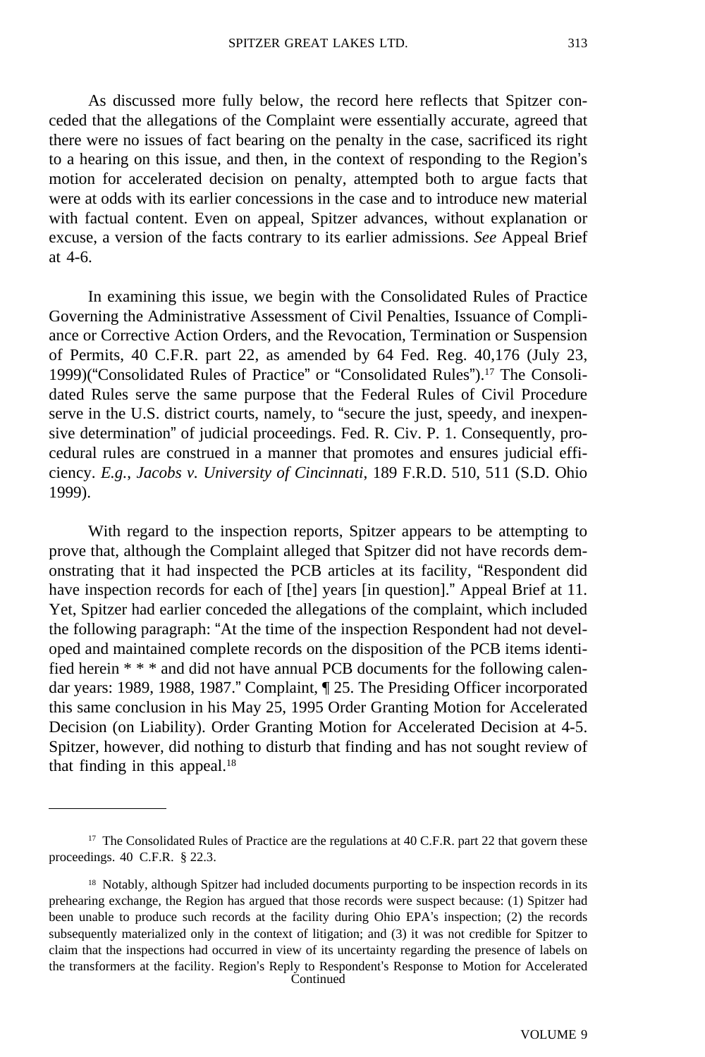As discussed more fully below, the record here reflects that Spitzer conceded that the allegations of the Complaint were essentially accurate, agreed that there were no issues of fact bearing on the penalty in the case, sacrificed its right to a hearing on this issue, and then, in the context of responding to the Region's motion for accelerated decision on penalty, attempted both to argue facts that were at odds with its earlier concessions in the case and to introduce new material with factual content. Even on appeal, Spitzer advances, without explanation or excuse, a version of the facts contrary to its earlier admissions. *See* Appeal Brief at 4-6.

In examining this issue, we begin with the Consolidated Rules of Practice Governing the Administrative Assessment of Civil Penalties, Issuance of Compliance or Corrective Action Orders, and the Revocation, Termination or Suspension of Permits, 40 C.F.R. part 22, as amended by 64 Fed. Reg. 40,176 (July 23, 1999)("Consolidated Rules of Practice" or "Consolidated Rules").[17] The Consolidated Rules serve the same purpose that the Federal Rules of Civil Procedure serve in the U.S. district courts, namely, to "secure the just, speedy, and inexpensive determination" of judicial proceedings. Fed. R. Civ. P. 1. Consequently, procedural rules are construed in a manner that promotes and ensures judicial efficiency. *E.g.*, *Jacobs v. University of Cincinnati*, 189 F.R.D. 510, 511 (S.D. Ohio 1999).

With regard to the inspection reports, Spitzer appears to be attempting to prove that, although the Complaint alleged that Spitzer did not have records demonstrating that it had inspected the PCB articles at its facility, "Respondent did have inspection records for each of [the] years [in question]." Appeal Brief at 11. Yet, Spitzer had earlier conceded the allegations of the complaint, which included the following paragraph: "At the time of the inspection Respondent had not developed and maintained complete records on the disposition of the PCB items identified herein * * * and did not have annual PCB documents for the following calendar years: 1989, 1988, 1987." Complaint, ¶ 25. The Presiding Officer incorporated this same conclusion in his May 25, 1995 Order Granting Motion for Accelerated Decision (on Liability). Order Granting Motion for Accelerated Decision at 4-5. Spitzer, however, did nothing to disturb that finding and has not sought review of that finding in this appeal.[18]

---

[17] The Consolidated Rules of Practice are the regulations at 40 C.F.R. part 22 that govern these proceedings. 40 C.F.R. § 22.3.

[18] Notably, although Spitzer had included documents purporting to be inspection records in its prehearing exchange, the Region has argued that those records were suspect because: (1) Spitzer had been unable to produce such records at the facility during Ohio EPA's inspection; (2) the records subsequently materialized only in the context of litigation; and (3) it was not credible for Spitzer to claim that the inspections had occurred in view of its uncertainty regarding the presence of labels on the transformers at the facility. Region's Reply to Respondent's Response to Motion for Accelerated

Continued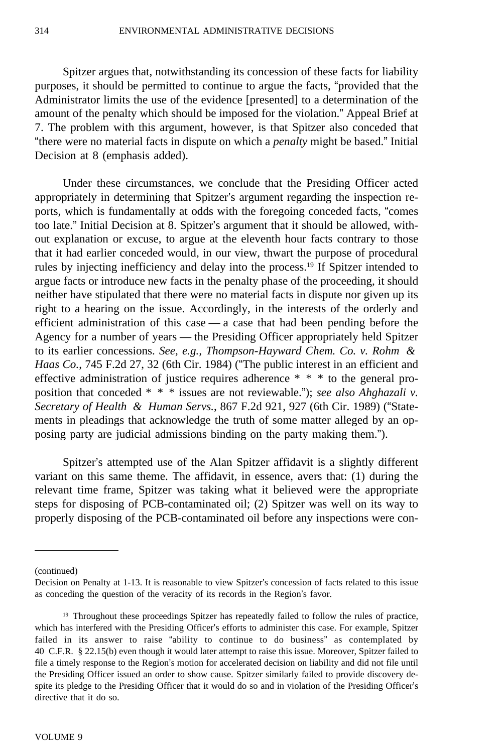Spitzer argues that, notwithstanding its concession of these facts for liability purposes, it should be permitted to continue to argue the facts, "provided that the Administrator limits the use of the evidence [presented] to a determination of the amount of the penalty which should be imposed for the violation." Appeal Brief at 7. The problem with this argument, however, is that Spitzer also conceded that "there were no material facts in dispute on which a *penalty* might be based." Initial Decision at 8 (emphasis added).

Under these circumstances, we conclude that the Presiding Officer acted appropriately in determining that Spitzer's argument regarding the inspection reports, which is fundamentally at odds with the foregoing conceded facts, "comes too late." Initial Decision at 8. Spitzer's argument that it should be allowed, without explanation or excuse, to argue at the eleventh hour facts contrary to those that it had earlier conceded would, in our view, thwart the purpose of procedural rules by injecting inefficiency and delay into the process.[19] If Spitzer intended to argue facts or introduce new facts in the penalty phase of the proceeding, it should neither have stipulated that there were no material facts in dispute nor given up its right to a hearing on the issue. Accordingly, in the interests of the orderly and efficient administration of this case — a case that had been pending before the Agency for a number of years — the Presiding Officer appropriately held Spitzer to its earlier concessions. *See, e.g., Thompson-Hayward Chem. Co. v. Rohm & Haas Co.*, 745 F.2d 27, 32 (6th Cir. 1984) ("The public interest in an efficient and effective administration of justice requires adherence * * * to the general proposition that conceded * * * issues are not reviewable."); *see also Ahghazali v. Secretary of Health & Human Servs.*, 867 F.2d 921, 927 (6th Cir. 1989) ("Statements in pleadings that acknowledge the truth of some matter alleged by an opposing party are judicial admissions binding on the party making them.").

Spitzer's attempted use of the Alan Spitzer affidavit is a slightly different variant on this same theme. The affidavit, in essence, avers that: (1) during the relevant time frame, Spitzer was taking what it believed were the appropriate steps for disposing of PCB-contaminated oil; (2) Spitzer was well on its way to properly disposing of the PCB-contaminated oil before any inspections were con-

---

(continued)
Decision on Penalty at 1-13. It is reasonable to view Spitzer's concession of facts related to this issue as conceding the question of the veracity of its records in the Region's favor.

[19] Throughout these proceedings Spitzer has repeatedly failed to follow the rules of practice, which has interfered with the Presiding Officer's efforts to administer this case. For example, Spitzer failed in its answer to raise "ability to continue to do business" as contemplated by 40 C.F.R. § 22.15(b) even though it would later attempt to raise this issue. Moreover, Spitzer failed to file a timely response to the Region's motion for accelerated decision on liability and did not file until the Presiding Officer issued an order to show cause. Spitzer similarly failed to provide discovery despite its pledge to the Presiding Officer that it would do so and in violation of the Presiding Officer's directive that it do so.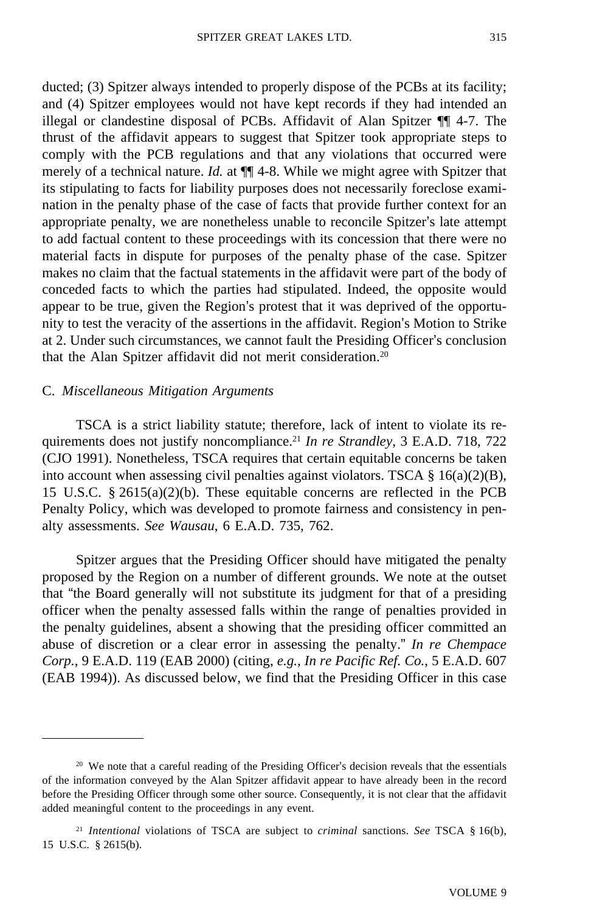ducted; (3) Spitzer always intended to properly dispose of the PCBs at its facility; and (4) Spitzer employees would not have kept records if they had intended an illegal or clandestine disposal of PCBs. Affidavit of Alan Spitzer ¶¶ 4-7. The thrust of the affidavit appears to suggest that Spitzer took appropriate steps to comply with the PCB regulations and that any violations that occurred were merely of a technical nature. *Id.* at ¶¶ 4-8. While we might agree with Spitzer that its stipulating to facts for liability purposes does not necessarily foreclose examination in the penalty phase of the case of facts that provide further context for an appropriate penalty, we are nonetheless unable to reconcile Spitzer's late attempt to add factual content to these proceedings with its concession that there were no material facts in dispute for purposes of the penalty phase of the case. Spitzer makes no claim that the factual statements in the affidavit were part of the body of conceded facts to which the parties had stipulated. Indeed, the opposite would appear to be true, given the Region's protest that it was deprived of the opportunity to test the veracity of the assertions in the affidavit. Region's Motion to Strike at 2. Under such circumstances, we cannot fault the Presiding Officer's conclusion that the Alan Spitzer affidavit did not merit consideration.[20]

### C. *Miscellaneous Mitigation Arguments*

TSCA is a strict liability statute; therefore, lack of intent to violate its requirements does not justify noncompliance.[21] *In re Strandley*, 3 E.A.D. 718, 722 (CJO 1991). Nonetheless, TSCA requires that certain equitable concerns be taken into account when assessing civil penalties against violators. TSCA § 16(a)(2)(B), 15 U.S.C. § 2615(a)(2)(b). These equitable concerns are reflected in the PCB Penalty Policy, which was developed to promote fairness and consistency in penalty assessments. *See Wausau*, 6 E.A.D. 735, 762.

Spitzer argues that the Presiding Officer should have mitigated the penalty proposed by the Region on a number of different grounds. We note at the outset that "the Board generally will not substitute its judgment for that of a presiding officer when the penalty assessed falls within the range of penalties provided in the penalty guidelines, absent a showing that the presiding officer committed an abuse of discretion or a clear error in assessing the penalty." *In re Chempace Corp.*, 9 E.A.D. 119 (EAB 2000) (citing, *e.g.*, *In re Pacific Ref. Co.*, 5 E.A.D. 607 (EAB 1994)). As discussed below, we find that the Presiding Officer in this case

---

[20] We note that a careful reading of the Presiding Officer's decision reveals that the essentials of the information conveyed by the Alan Spitzer affidavit appear to have already been in the record before the Presiding Officer through some other source. Consequently, it is not clear that the affidavit added meaningful content to the proceedings in any event.

[21] *Intentional* violations of TSCA are subject to *criminal* sanctions. *See* TSCA § 16(b), 15 U.S.C. § 2615(b).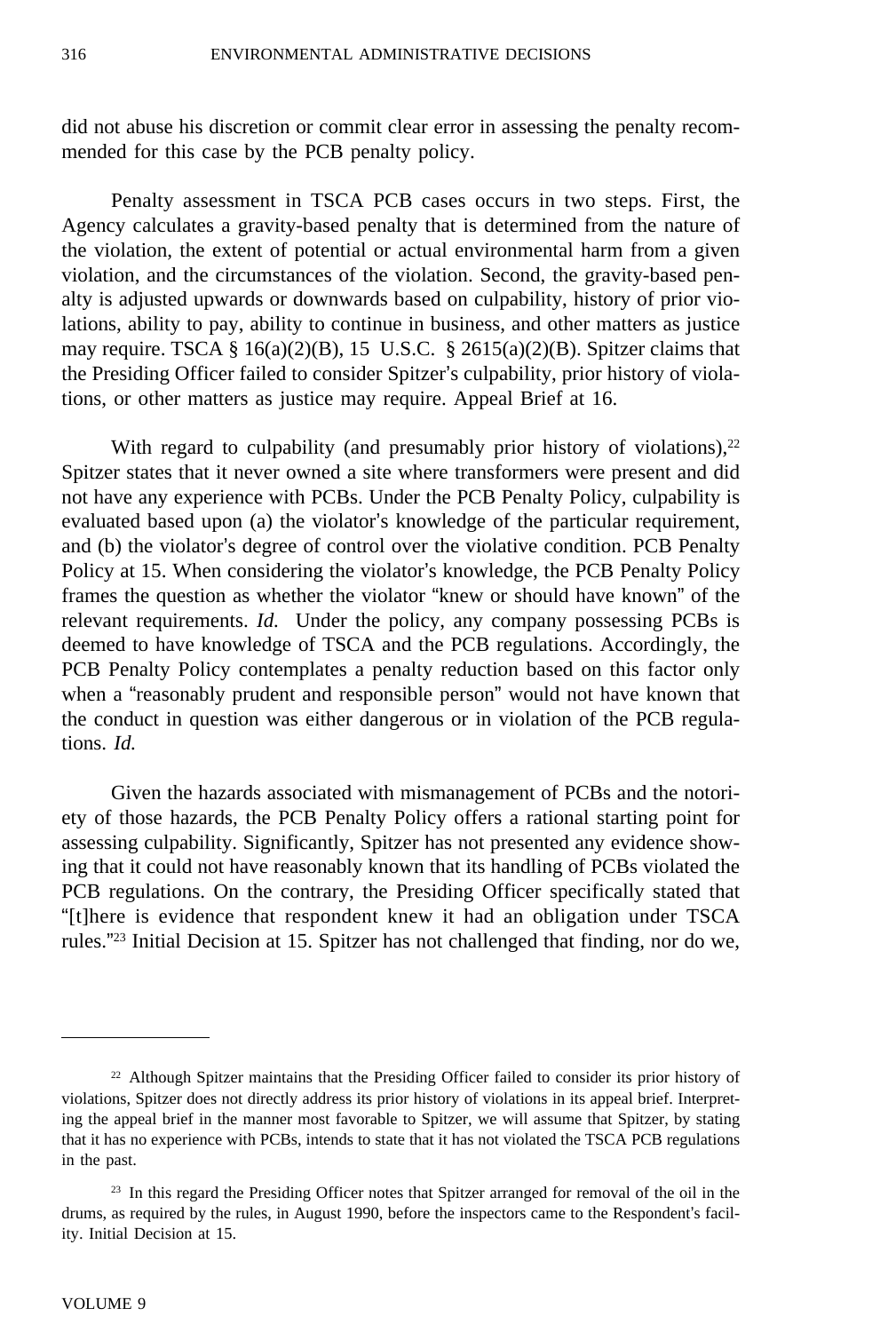did not abuse his discretion or commit clear error in assessing the penalty recommended for this case by the PCB penalty policy.

Penalty assessment in TSCA PCB cases occurs in two steps. First, the Agency calculates a gravity-based penalty that is determined from the nature of the violation, the extent of potential or actual environmental harm from a given violation, and the circumstances of the violation. Second, the gravity-based penalty is adjusted upwards or downwards based on culpability, history of prior violations, ability to pay, ability to continue in business, and other matters as justice may require. TSCA § 16(a)(2)(B), 15 U.S.C. § 2615(a)(2)(B). Spitzer claims that the Presiding Officer failed to consider Spitzer's culpability, prior history of violations, or other matters as justice may require. Appeal Brief at 16.

With regard to culpability (and presumably prior history of violations),[22] Spitzer states that it never owned a site where transformers were present and did not have any experience with PCBs. Under the PCB Penalty Policy, culpability is evaluated based upon (a) the violator's knowledge of the particular requirement, and (b) the violator's degree of control over the violative condition. PCB Penalty Policy at 15. When considering the violator's knowledge, the PCB Penalty Policy frames the question as whether the violator "knew or should have known" of the relevant requirements. *Id.* Under the policy, any company possessing PCBs is deemed to have knowledge of TSCA and the PCB regulations. Accordingly, the PCB Penalty Policy contemplates a penalty reduction based on this factor only when a "reasonably prudent and responsible person" would not have known that the conduct in question was either dangerous or in violation of the PCB regulations. *Id.*

Given the hazards associated with mismanagement of PCBs and the notoriety of those hazards, the PCB Penalty Policy offers a rational starting point for assessing culpability. Significantly, Spitzer has not presented any evidence showing that it could not have reasonably known that its handling of PCBs violated the PCB regulations. On the contrary, the Presiding Officer specifically stated that "[t]here is evidence that respondent knew it had an obligation under TSCA rules."[23] Initial Decision at 15. Spitzer has not challenged that finding, nor do we,

---

[22] Although Spitzer maintains that the Presiding Officer failed to consider its prior history of violations, Spitzer does not directly address its prior history of violations in its appeal brief. Interpreting the appeal brief in the manner most favorable to Spitzer, we will assume that Spitzer, by stating that it has no experience with PCBs, intends to state that it has not violated the TSCA PCB regulations in the past.

[23] In this regard the Presiding Officer notes that Spitzer arranged for removal of the oil in the drums, as required by the rules, in August 1990, before the inspectors came to the Respondent's facility. Initial Decision at 15.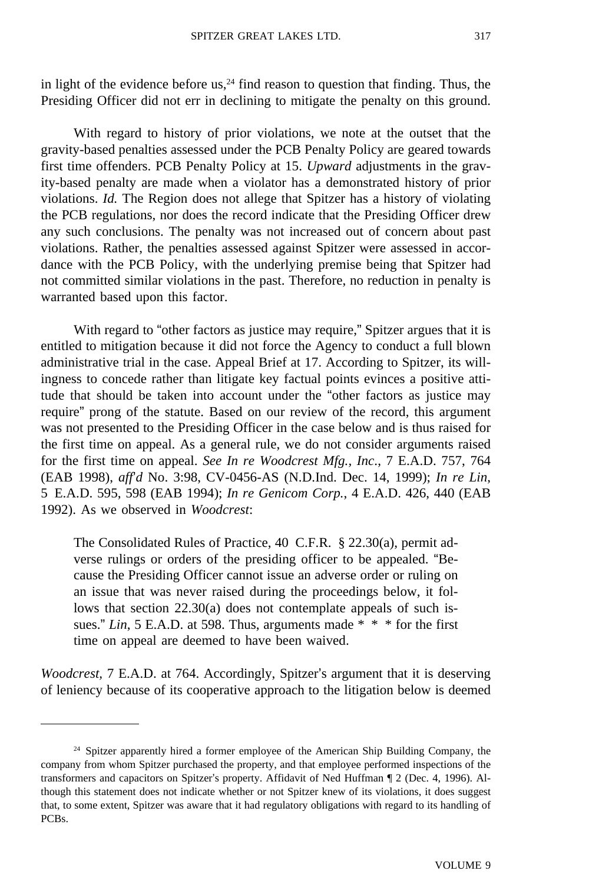in light of the evidence before us,[24] find reason to question that finding. Thus, the Presiding Officer did not err in declining to mitigate the penalty on this ground.

With regard to history of prior violations, we note at the outset that the gravity-based penalties assessed under the PCB Penalty Policy are geared towards first time offenders. PCB Penalty Policy at 15. *Upward* adjustments in the gravity-based penalty are made when a violator has a demonstrated history of prior violations. *Id.* The Region does not allege that Spitzer has a history of violating the PCB regulations, nor does the record indicate that the Presiding Officer drew any such conclusions. The penalty was not increased out of concern about past violations. Rather, the penalties assessed against Spitzer were assessed in accordance with the PCB Policy, with the underlying premise being that Spitzer had not committed similar violations in the past. Therefore, no reduction in penalty is warranted based upon this factor.

With regard to "other factors as justice may require," Spitzer argues that it is entitled to mitigation because it did not force the Agency to conduct a full blown administrative trial in the case. Appeal Brief at 17. According to Spitzer, its willingness to concede rather than litigate key factual points evinces a positive attitude that should be taken into account under the "other factors as justice may require" prong of the statute. Based on our review of the record, this argument was not presented to the Presiding Officer in the case below and is thus raised for the first time on appeal. As a general rule, we do not consider arguments raised for the first time on appeal. *See In re Woodcrest Mfg., Inc.*, 7 E.A.D. 757, 764 (EAB 1998), *aff'd* No. 3:98, CV-0456-AS (N.D.Ind. Dec. 14, 1999); *In re Lin*, 5 E.A.D. 595, 598 (EAB 1994); *In re Genicom Corp.*, 4 E.A.D. 426, 440 (EAB 1992). As we observed in *Woodcrest*:

> The Consolidated Rules of Practice, 40 C.F.R. § 22.30(a), permit adverse rulings or orders of the presiding officer to be appealed. "Because the Presiding Officer cannot issue an adverse order or ruling on an issue that was never raised during the proceedings below, it follows that section 22.30(a) does not contemplate appeals of such issues." *Lin*, 5 E.A.D. at 598. Thus, arguments made * * * for the first time on appeal are deemed to have been waived.

*Woodcrest*, 7 E.A.D. at 764. Accordingly, Spitzer's argument that it is deserving of leniency because of its cooperative approach to the litigation below is deemed

---

[24] Spitzer apparently hired a former employee of the American Ship Building Company, the company from whom Spitzer purchased the property, and that employee performed inspections of the transformers and capacitors on Spitzer's property. Affidavit of Ned Huffman ¶ 2 (Dec. 4, 1996). Although this statement does not indicate whether or not Spitzer knew of its violations, it does suggest that, to some extent, Spitzer was aware that it had regulatory obligations with regard to its handling of PCBs.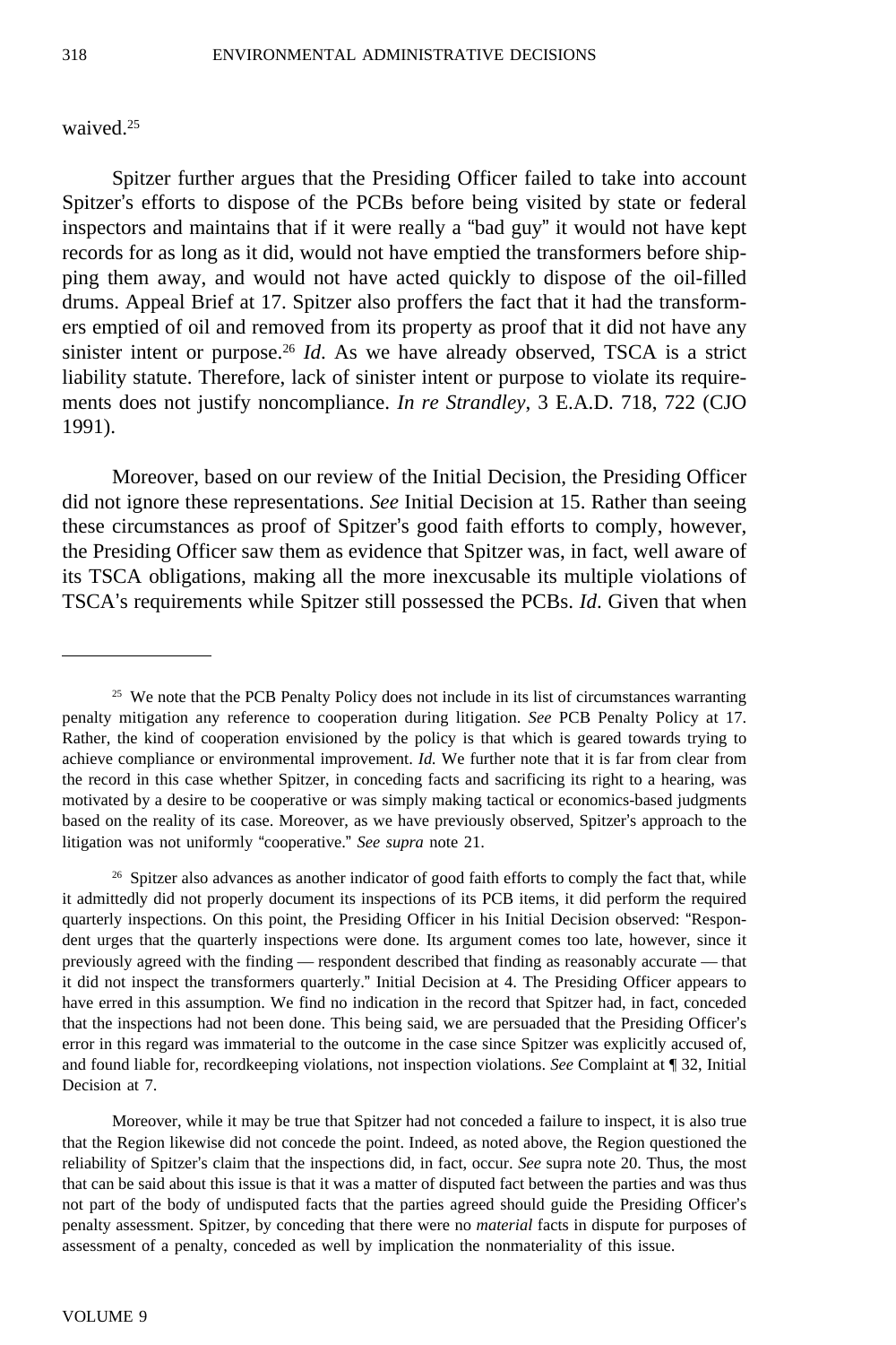waived.[25]

Spitzer further argues that the Presiding Officer failed to take into account Spitzer's efforts to dispose of the PCBs before being visited by state or federal inspectors and maintains that if it were really a "bad guy" it would not have kept records for as long as it did, would not have emptied the transformers before shipping them away, and would not have acted quickly to dispose of the oil-filled drums. Appeal Brief at 17. Spitzer also proffers the fact that it had the transformers emptied of oil and removed from its property as proof that it did not have any sinister intent or purpose.[26] *Id*. As we have already observed, TSCA is a strict liability statute. Therefore, lack of sinister intent or purpose to violate its requirements does not justify noncompliance. *In re Strandley*, 3 E.A.D. 718, 722 (CJO 1991).

Moreover, based on our review of the Initial Decision, the Presiding Officer did not ignore these representations. *See* Initial Decision at 15. Rather than seeing these circumstances as proof of Spitzer's good faith efforts to comply, however, the Presiding Officer saw them as evidence that Spitzer was, in fact, well aware of its TSCA obligations, making all the more inexcusable its multiple violations of TSCA's requirements while Spitzer still possessed the PCBs. *Id*. Given that when

---

[25] We note that the PCB Penalty Policy does not include in its list of circumstances warranting penalty mitigation any reference to cooperation during litigation. *See* PCB Penalty Policy at 17. Rather, the kind of cooperation envisioned by the policy is that which is geared towards trying to achieve compliance or environmental improvement. *Id.* We further note that it is far from clear from the record in this case whether Spitzer, in conceding facts and sacrificing its right to a hearing, was motivated by a desire to be cooperative or was simply making tactical or economics-based judgments based on the reality of its case. Moreover, as we have previously observed, Spitzer's approach to the litigation was not uniformly "cooperative." *See supra* note 21.

[26] Spitzer also advances as another indicator of good faith efforts to comply the fact that, while it admittedly did not properly document its inspections of its PCB items, it did perform the required quarterly inspections. On this point, the Presiding Officer in his Initial Decision observed: "Respondent urges that the quarterly inspections were done. Its argument comes too late, however, since it previously agreed with the finding — respondent described that finding as reasonably accurate — that it did not inspect the transformers quarterly." Initial Decision at 4. The Presiding Officer appears to have erred in this assumption. We find no indication in the record that Spitzer had, in fact, conceded that the inspections had not been done. This being said, we are persuaded that the Presiding Officer's error in this regard was immaterial to the outcome in the case since Spitzer was explicitly accused of, and found liable for, recordkeeping violations, not inspection violations. *See* Complaint at ¶ 32, Initial Decision at 7.

Moreover, while it may be true that Spitzer had not conceded a failure to inspect, it is also true that the Region likewise did not concede the point. Indeed, as noted above, the Region questioned the reliability of Spitzer's claim that the inspections did, in fact, occur. *See* supra note 20. Thus, the most that can be said about this issue is that it was a matter of disputed fact between the parties and was thus not part of the body of undisputed facts that the parties agreed should guide the Presiding Officer's penalty assessment. Spitzer, by conceding that there were no *material* facts in dispute for purposes of assessment of a penalty, conceded as well by implication the nonmateriality of this issue.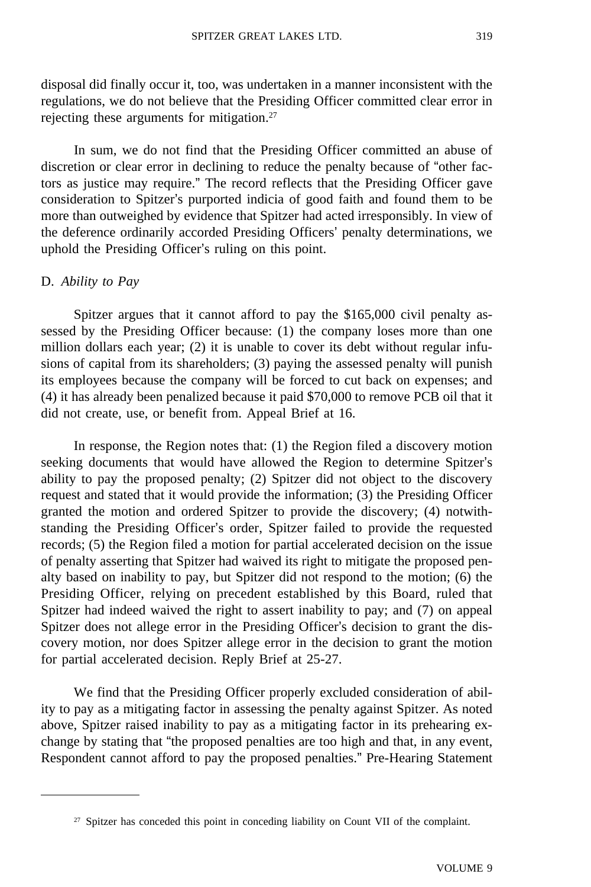disposal did finally occur it, too, was undertaken in a manner inconsistent with the regulations, we do not believe that the Presiding Officer committed clear error in rejecting these arguments for mitigation.[27]

In sum, we do not find that the Presiding Officer committed an abuse of discretion or clear error in declining to reduce the penalty because of "other factors as justice may require." The record reflects that the Presiding Officer gave consideration to Spitzer's purported indicia of good faith and found them to be more than outweighed by evidence that Spitzer had acted irresponsibly. In view of the deference ordinarily accorded Presiding Officers' penalty determinations, we uphold the Presiding Officer's ruling on this point.

D. *Ability to Pay*

Spitzer argues that it cannot afford to pay the $165,000 civil penalty assessed by the Presiding Officer because: (1) the company loses more than one million dollars each year; (2) it is unable to cover its debt without regular infusions of capital from its shareholders; (3) paying the assessed penalty will punish its employees because the company will be forced to cut back on expenses; and (4) it has already been penalized because it paid $70,000 to remove PCB oil that it did not create, use, or benefit from. Appeal Brief at 16.

In response, the Region notes that: (1) the Region filed a discovery motion seeking documents that would have allowed the Region to determine Spitzer's ability to pay the proposed penalty; (2) Spitzer did not object to the discovery request and stated that it would provide the information; (3) the Presiding Officer granted the motion and ordered Spitzer to provide the discovery; (4) notwithstanding the Presiding Officer's order, Spitzer failed to provide the requested records; (5) the Region filed a motion for partial accelerated decision on the issue of penalty asserting that Spitzer had waived its right to mitigate the proposed penalty based on inability to pay, but Spitzer did not respond to the motion; (6) the Presiding Officer, relying on precedent established by this Board, ruled that Spitzer had indeed waived the right to assert inability to pay; and (7) on appeal Spitzer does not allege error in the Presiding Officer's decision to grant the discovery motion, nor does Spitzer allege error in the decision to grant the motion for partial accelerated decision. Reply Brief at 25-27.

We find that the Presiding Officer properly excluded consideration of ability to pay as a mitigating factor in assessing the penalty against Spitzer. As noted above, Spitzer raised inability to pay as a mitigating factor in its prehearing exchange by stating that "the proposed penalties are too high and that, in any event, Respondent cannot afford to pay the proposed penalties." Pre-Hearing Statement

---

[27] Spitzer has conceded this point in conceding liability on Count VII of the complaint.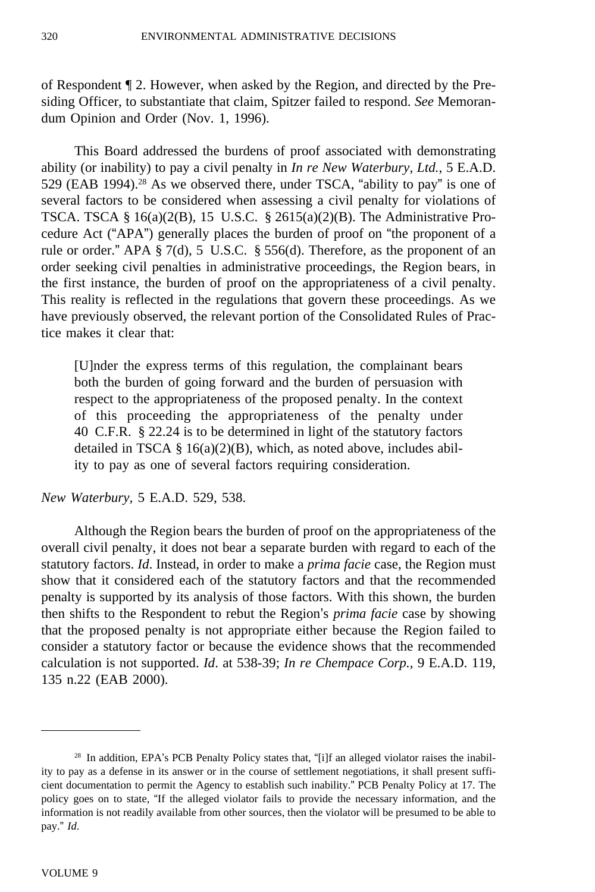of Respondent ¶ 2. However, when asked by the Region, and directed by the Presiding Officer, to substantiate that claim, Spitzer failed to respond. *See* Memorandum Opinion and Order (Nov. 1, 1996).

This Board addressed the burdens of proof associated with demonstrating ability (or inability) to pay a civil penalty in *In re New Waterbury, Ltd.*, 5 E.A.D. 529 (EAB 1994).[28] As we observed there, under TSCA, "ability to pay" is one of several factors to be considered when assessing a civil penalty for violations of TSCA. TSCA § 16(a)(2(B), 15 U.S.C. § 2615(a)(2)(B). The Administrative Procedure Act ("APA") generally places the burden of proof on "the proponent of a rule or order." APA § 7(d), 5 U.S.C. § 556(d). Therefore, as the proponent of an order seeking civil penalties in administrative proceedings, the Region bears, in the first instance, the burden of proof on the appropriateness of a civil penalty. This reality is reflected in the regulations that govern these proceedings. As we have previously observed, the relevant portion of the Consolidated Rules of Practice makes it clear that:

> [U]nder the express terms of this regulation, the complainant bears both the burden of going forward and the burden of persuasion with respect to the appropriateness of the proposed penalty. In the context of this proceeding the appropriateness of the penalty under 40 C.F.R. § 22.24 is to be determined in light of the statutory factors detailed in TSCA § 16(a)(2)(B), which, as noted above, includes ability to pay as one of several factors requiring consideration.

*New Waterbury,* 5 E.A.D. 529, 538.

Although the Region bears the burden of proof on the appropriateness of the overall civil penalty, it does not bear a separate burden with regard to each of the statutory factors. *Id*. Instead, in order to make a *prima facie* case, the Region must show that it considered each of the statutory factors and that the recommended penalty is supported by its analysis of those factors. With this shown, the burden then shifts to the Respondent to rebut the Region's *prima facie* case by showing that the proposed penalty is not appropriate either because the Region failed to consider a statutory factor or because the evidence shows that the recommended calculation is not supported. *Id*. at 538-39; *In re Chempace Corp.*, 9 E.A.D. 119, 135 n.22 (EAB 2000).

---

[28] In addition, EPA's PCB Penalty Policy states that, "[i]f an alleged violator raises the inability to pay as a defense in its answer or in the course of settlement negotiations, it shall present sufficient documentation to permit the Agency to establish such inability." PCB Penalty Policy at 17. The policy goes on to state, "If the alleged violator fails to provide the necessary information, and the information is not readily available from other sources, then the violator will be presumed to be able to pay." *Id.*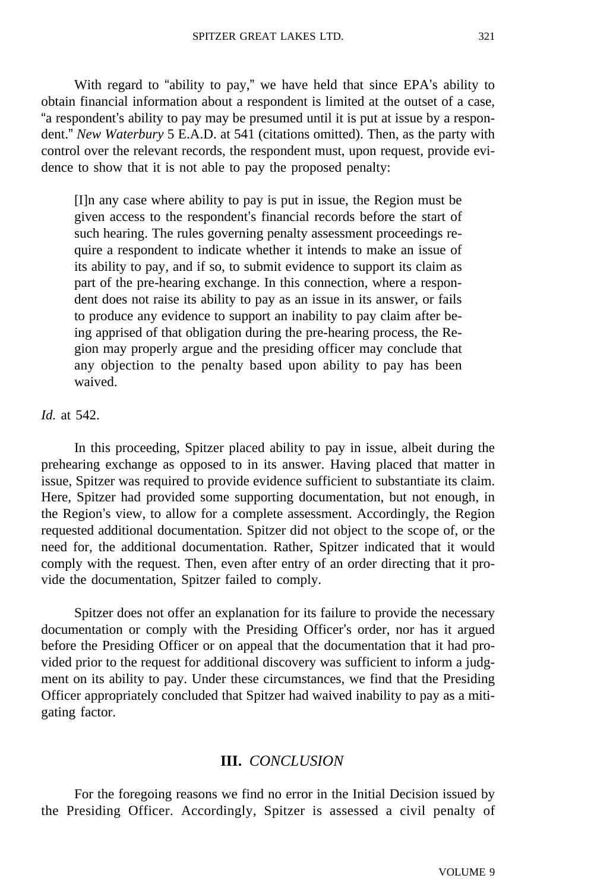With regard to "ability to pay," we have held that since EPA's ability to obtain financial information about a respondent is limited at the outset of a case, "a respondent's ability to pay may be presumed until it is put at issue by a respondent." *New Waterbury* 5 E.A.D. at 541 (citations omitted). Then, as the party with control over the relevant records, the respondent must, upon request, provide evidence to show that it is not able to pay the proposed penalty:

> [I]n any case where ability to pay is put in issue, the Region must be given access to the respondent's financial records before the start of such hearing. The rules governing penalty assessment proceedings require a respondent to indicate whether it intends to make an issue of its ability to pay, and if so, to submit evidence to support its claim as part of the pre-hearing exchange. In this connection, where a respondent does not raise its ability to pay as an issue in its answer, or fails to produce any evidence to support an inability to pay claim after being apprised of that obligation during the pre-hearing process, the Region may properly argue and the presiding officer may conclude that any objection to the penalty based upon ability to pay has been waived.

*Id.* at 542.

In this proceeding, Spitzer placed ability to pay in issue, albeit during the prehearing exchange as opposed to in its answer. Having placed that matter in issue, Spitzer was required to provide evidence sufficient to substantiate its claim. Here, Spitzer had provided some supporting documentation, but not enough, in the Region's view, to allow for a complete assessment. Accordingly, the Region requested additional documentation. Spitzer did not object to the scope of, or the need for, the additional documentation. Rather, Spitzer indicated that it would comply with the request. Then, even after entry of an order directing that it provide the documentation, Spitzer failed to comply.

Spitzer does not offer an explanation for its failure to provide the necessary documentation or comply with the Presiding Officer's order, nor has it argued before the Presiding Officer or on appeal that the documentation that it had provided prior to the request for additional discovery was sufficient to inform a judgment on its ability to pay. Under these circumstances, we find that the Presiding Officer appropriately concluded that Spitzer had waived inability to pay as a mitigating factor.

## III. *CONCLUSION*

For the foregoing reasons we find no error in the Initial Decision issued by the Presiding Officer. Accordingly, Spitzer is assessed a civil penalty of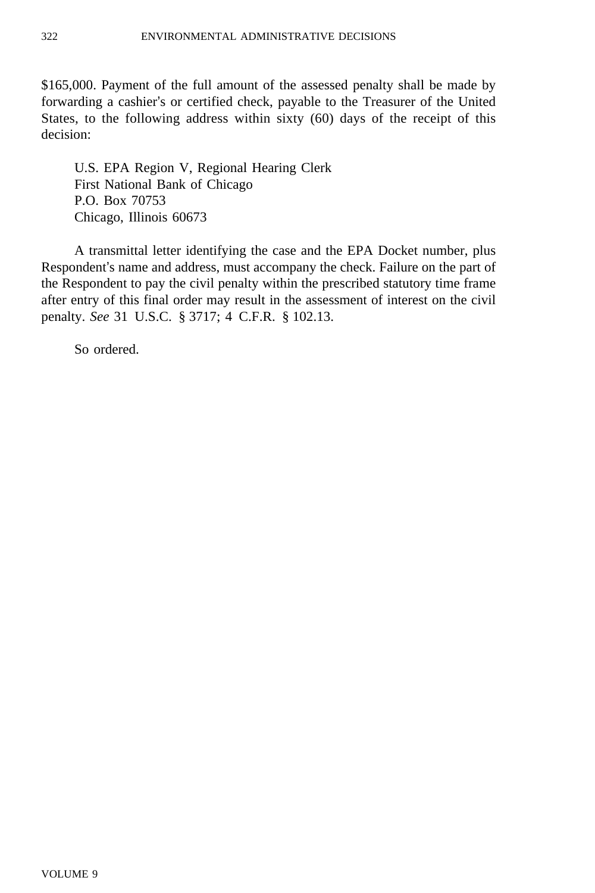$165,000. Payment of the full amount of the assessed penalty shall be made by forwarding a cashier's or certified check, payable to the Treasurer of the United States, to the following address within sixty (60) days of the receipt of this decision:

U.S. EPA Region V, Regional Hearing Clerk
First National Bank of Chicago
P.O. Box 70753
Chicago, Illinois 60673

A transmittal letter identifying the case and the EPA Docket number, plus Respondent's name and address, must accompany the check. Failure on the part of the Respondent to pay the civil penalty within the prescribed statutory time frame after entry of this final order may result in the assessment of interest on the civil penalty. *See* 31 U.S.C. § 3717; 4 C.F.R. § 102.13.

So ordered.